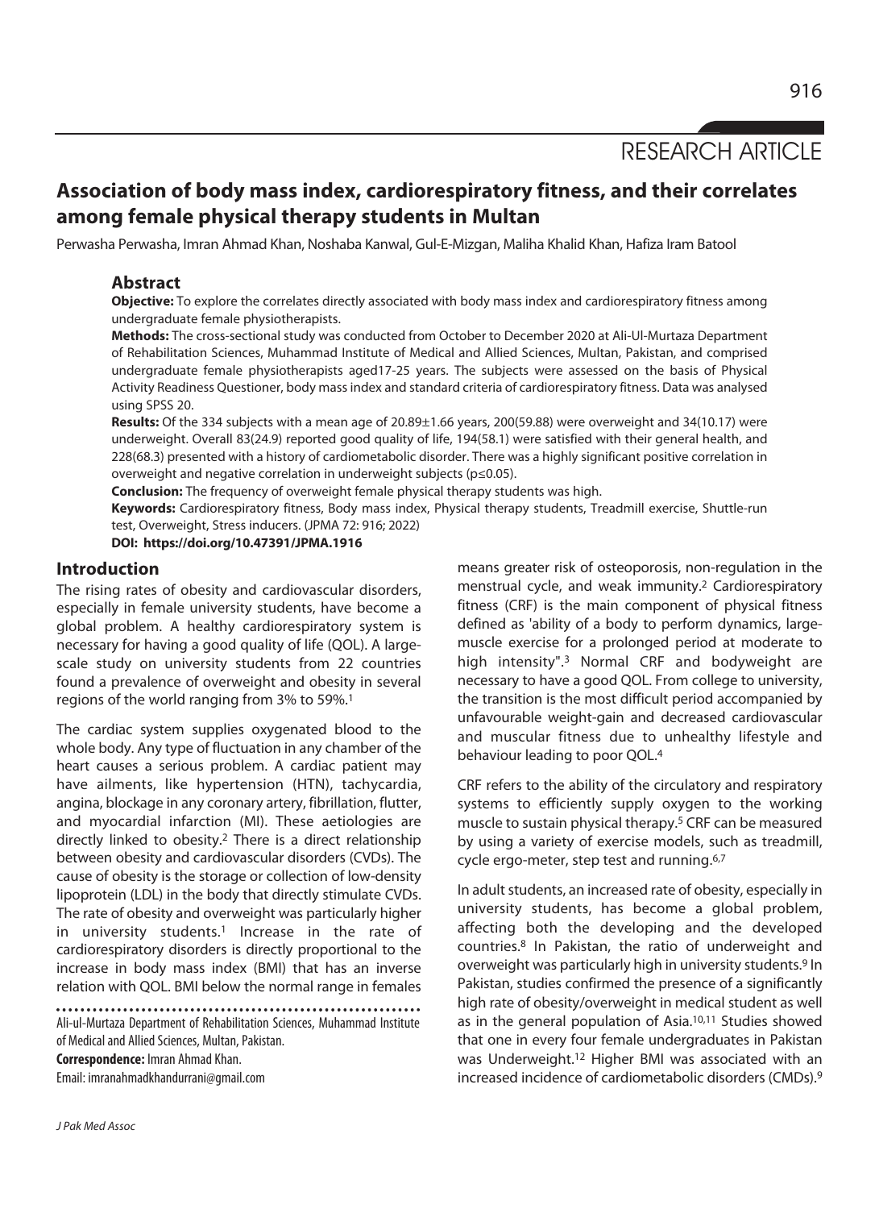RESEARCH ARTICLE

# Association of body mass index, cardiorespiratory fitness, and their correlates among female physical therapy students in Multan

Perwasha Perwasha, Imran Ahmad Khan, Noshaba Kanwal, Gul-E-Mizgan, Maliha Khalid Khan, Hafiza Iram Batool

## Abstract

**Objective:** To explore the correlates directly associated with body mass index and cardiorespiratory fitness among undergraduate female physiotherapists.

**Methods:** The cross-sectional study was conducted from October to December 2020 at Ali-Ul-Murtaza Department of Rehabilitation Sciences, Muhammad Institute of Medical and Allied Sciences, Multan, Pakistan, and comprised undergraduate female physiotherapists aged17-25 years. The subjects were assessed on the basis of Physical Activity Readiness Questioner, body mass index and standard criteria of cardiorespiratory fitness. Data was analysed using SPSS 20.

**Results:** Of the 334 subjects with a mean age of 20.89±1.66 years, 200(59.88) were overweight and 34(10.17) were underweight. Overall 83(24.9) reported good quality of life, 194(58.1) were satisfied with their general health, and 228(68.3) presented with a history of cardiometabolic disorder. There was a highly significant positive correlation in overweight and negative correlation in underweight subjects (p≤0.05).

**Conclusion:** The frequency of overweight female physical therapy students was high.

**Keywords:** Cardiorespiratory fitness, Body mass index, Physical therapy students, Treadmill exercise, Shuttle-run test, Overweight, Stress inducers. (JPMA 72: 916; 2022)

**DOI: https://doi.org/10.47391/JPMA.1916**

## Introduction

The rising rates of obesity and cardiovascular disorders, especially in female university students, have become a global problem. A healthy cardiorespiratory system is necessary for having a good quality of life (QOL). A large-scale study on university students from 22 countries found a prevalence of overweight and obesity in several regions of the world ranging from 3% to 59%.[1]

The cardiac system supplies oxygenated blood to the whole body. Any type of fluctuation in any chamber of the heart causes a serious problem. A cardiac patient may have ailments, like hypertension (HTN), tachycardia, angina, blockage in any coronary artery, fibrillation, flutter, and myocardial infarction (MI). These aetiologies are directly linked to obesity.[2] There is a direct relationship between obesity and cardiovascular disorders (CVDs). The cause of obesity is the storage or collection of low-density lipoprotein (LDL) in the body that directly stimulate CVDs. The rate of obesity and overweight was particularly higher in university students.[1] Increase in the rate of cardiorespiratory disorders is directly proportional to the increase in body mass index (BMI) that has an inverse relation with QOL. BMI below the normal range in females means greater risk of osteoporosis, non-regulation in the menstrual cycle, and weak immunity.[2] Cardiorespiratory fitness (CRF) is the main component of physical fitness defined as 'ability of a body to perform dynamics, large-muscle exercise for a prolonged period at moderate to high intensity".[3] Normal CRF and bodyweight are necessary to have a good QOL. From college to university, the transition is the most difficult period accompanied by unfavourable weight-gain and decreased cardiovascular and muscular fitness due to unhealthy lifestyle and behaviour leading to poor QOL.[4]

CRF refers to the ability of the circulatory and respiratory systems to efficiently supply oxygen to the working muscle to sustain physical therapy.[5] CRF can be measured by using a variety of exercise models, such as treadmill, cycle ergo-meter, step test and running.[6,7]

In adult students, an increased rate of obesity, especially in university students, has become a global problem, affecting both the developing and the developed countries.[8] In Pakistan, the ratio of underweight and overweight was particularly high in university students.[9] In Pakistan, studies confirmed the presence of a significantly high rate of obesity/overweight in medical student as well as in the general population of Asia.[10,11] Studies showed that one in every four female undergraduates in Pakistan was Underweight.[12] Higher BMI was associated with an increased incidence of cardiometabolic disorders (CMDs).[9]

Ali-ul-Murtaza Department of Rehabilitation Sciences, Muhammad Institute of Medical and Allied Sciences, Multan, Pakistan.

**Correspondence:** Imran Ahmad Khan.
Email: imranahmadkhandurrani@gmail.com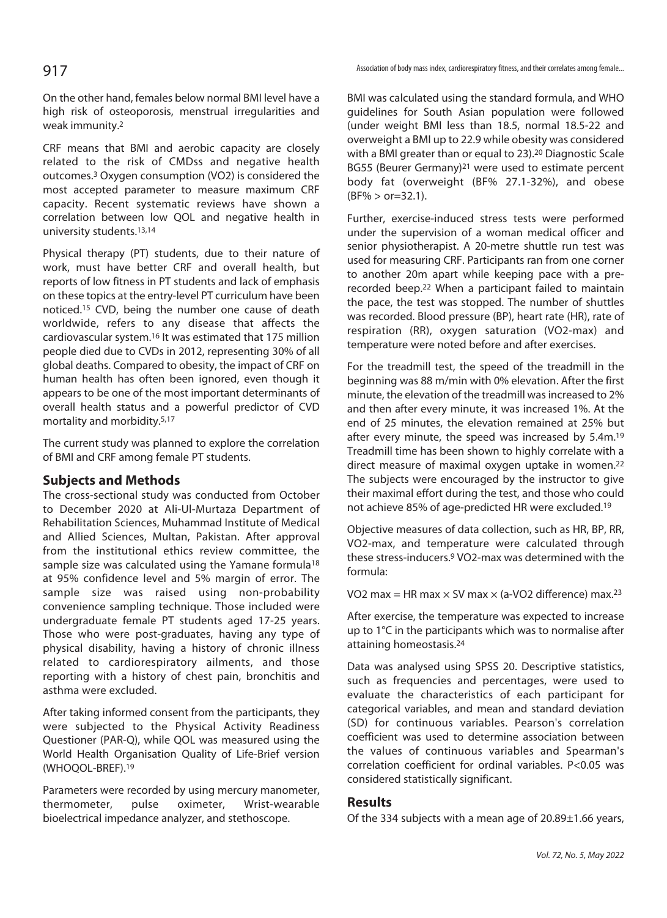On the other hand, females below normal BMI level have a high risk of osteoporosis, menstrual irregularities and weak immunity.[2]

CRF means that BMI and aerobic capacity are closely related to the risk of CMDss and negative health outcomes.[3] Oxygen consumption (VO2) is considered the most accepted parameter to measure maximum CRF capacity. Recent systematic reviews have shown a correlation between low QOL and negative health in university students.[13,14]

Physical therapy (PT) students, due to their nature of work, must have better CRF and overall health, but reports of low fitness in PT students and lack of emphasis on these topics at the entry-level PT curriculum have been noticed.[15] CVD, being the number one cause of death worldwide, refers to any disease that affects the cardiovascular system.[16] It was estimated that 175 million people died due to CVDs in 2012, representing 30% of all global deaths. Compared to obesity, the impact of CRF on human health has often been ignored, even though it appears to be one of the most important determinants of overall health status and a powerful predictor of CVD mortality and morbidity.[5,17]

The current study was planned to explore the correlation of BMI and CRF among female PT students.

## Subjects and Methods

The cross-sectional study was conducted from October to December 2020 at Ali-Ul-Murtaza Department of Rehabilitation Sciences, Muhammad Institute of Medical and Allied Sciences, Multan, Pakistan. After approval from the institutional ethics review committee, the sample size was calculated using the Yamane formula[18] at 95% confidence level and 5% margin of error. The sample size was raised using non-probability convenience sampling technique. Those included were undergraduate female PT students aged 17-25 years. Those who were post-graduates, having any type of physical disability, having a history of chronic illness related to cardiorespiratory ailments, and those reporting with a history of chest pain, bronchitis and asthma were excluded.

After taking informed consent from the participants, they were subjected to the Physical Activity Readiness Questioner (PAR-Q), while QOL was measured using the World Health Organisation Quality of Life-Brief version (WHOQOL-BREF).[19]

Parameters were recorded by using mercury manometer, thermometer, pulse oximeter, Wrist-wearable bioelectrical impedance analyzer, and stethoscope.

BMI was calculated using the standard formula, and WHO guidelines for South Asian population were followed (under weight BMI less than 18.5, normal 18.5-22 and overweight a BMI up to 22.9 while obesity was considered with a BMI greater than or equal to 23).[20] Diagnostic Scale BG55 (Beurer Germany)[21] were used to estimate percent body fat (overweight (BF% 27.1-32%), and obese (BF% > or=32.1).

Further, exercise-induced stress tests were performed under the supervision of a woman medical officer and senior physiotherapist. A 20-metre shuttle run test was used for measuring CRF. Participants ran from one corner to another 20m apart while keeping pace with a pre-recorded beep.[22] When a participant failed to maintain the pace, the test was stopped. The number of shuttles was recorded. Blood pressure (BP), heart rate (HR), rate of respiration (RR), oxygen saturation (VO2-max) and temperature were noted before and after exercises.

For the treadmill test, the speed of the treadmill in the beginning was 88 m/min with 0% elevation. After the first minute, the elevation of the treadmill was increased to 2% and then after every minute, it was increased 1%. At the end of 25 minutes, the elevation remained at 25% but after every minute, the speed was increased by 5.4m.[19] Treadmill time has been shown to highly correlate with a direct measure of maximal oxygen uptake in women.[22] The subjects were encouraged by the instructor to give their maximal effort during the test, and those who could not achieve 85% of age-predicted HR were excluded.[19]

Objective measures of data collection, such as HR, BP, RR, VO2-max, and temperature were calculated through these stress-inducers.[9] VO2-max was determined with the formula:

VO2 max = HR max × SV max × (a-VO2 difference) max.[23]

After exercise, the temperature was expected to increase up to 1°C in the participants which was to normalise after attaining homeostasis.[24]

Data was analysed using SPSS 20. Descriptive statistics, such as frequencies and percentages, were used to evaluate the characteristics of each participant for categorical variables, and mean and standard deviation (SD) for continuous variables. Pearson's correlation coefficient was used to determine association between the values of continuous variables and Spearman's correlation coefficient for ordinal variables. $P<0.05$ was considered statistically significant.

## Results

Of the 334 subjects with a mean age of 20.89±1.66 years,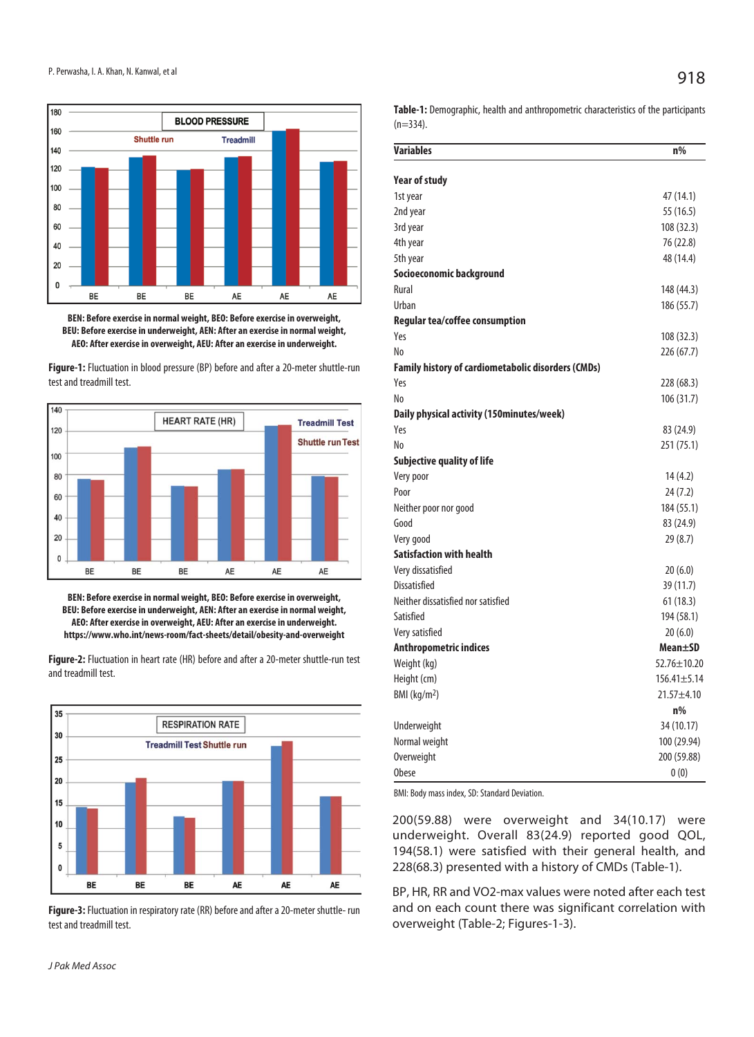BEN: Before exercise in normal weight, BEO: Before exercise in overweight, BEU: Before exercise in underweight, AEN: After an exercise in normal weight, AEO: After exercise in overweight, AEU: After an exercise in underweight.

**Figure-1:** Fluctuation in blood pressure (BP) before and after a 20-meter shuttle-run test and treadmill test.

BEN: Before exercise in normal weight, BEO: Before exercise in overweight, BEU: Before exercise in underweight, AEN: After an exercise in normal weight, AEO: After exercise in overweight, AEU: After an exercise in underweight. https://www.who.int/news-room/fact-sheets/detail/obesity-and-overweight

**Figure-2:** Fluctuation in heart rate (HR) before and after a 20-meter shuttle-run test and treadmill test.

**Figure-3:** Fluctuation in respiratory rate (RR) before and after a 20-meter shuttle- run test and treadmill test.

**Table-1:** Demographic, health and anthropometric characteristics of the participants (n=334).

| Variables | n% |
|---|---|
| **Year of study** | |
| 1st year | 47 (14.1) |
| 2nd year | 55 (16.5) |
| 3rd year | 108 (32.3) |
| 4th year | 76 (22.8) |
| 5th year | 48 (14.4) |
| **Socioeconomic background** | |
| Rural | 148 (44.3) |
| Urban | 186 (55.7) |
| **Regular tea/coffee consumption** | |
| Yes | 108 (32.3) |
| No | 226 (67.7) |
| **Family history of cardiometabolic disorders (CMDs)** | |
| Yes | 228 (68.3) |
| No | 106 (31.7) |
| **Daily physical activity (150minutes/week)** | |
| Yes | 83 (24.9) |
| No | 251 (75.1) |
| **Subjective quality of life** | |
| Very poor | 14 (4.2) |
| Poor | 24 (7.2) |
| Neither poor nor good | 184 (55.1) |
| Good | 83 (24.9) |
| Very good | 29 (8.7) |
| **Satisfaction with health** | |
| Very dissatisfied | 20 (6.0) |
| Dissatisfied | 39 (11.7) |
| Neither dissatisfied nor satisfied | 61 (18.3) |
| Satisfied | 194 (58.1) |
| Very satisfied | 20 (6.0) |
| **Anthropometric indices** | **Mean±SD** |
| Weight (kg) | 52.76±10.20 |
| Height (cm) | 156.41±5.14 |
| BMI (kg/m$^2$) | 21.57±4.10 |
| | **n%** |
| Underweight | 34 (10.17) |
| Normal weight | 100 (29.94) |
| Overweight | 200 (59.88) |
| Obese | 0 (0) |

BMI: Body mass index, SD: Standard Deviation.

200(59.88) were overweight and 34(10.17) were underweight. Overall 83(24.9) reported good QOL, 194(58.1) were satisfied with their general health, and 228(68.3) presented with a history of CMDs (Table-1).

BP, HR, RR and VO2-max values were noted after each test and on each count there was significant correlation with overweight (Table-2; Figures-1-3).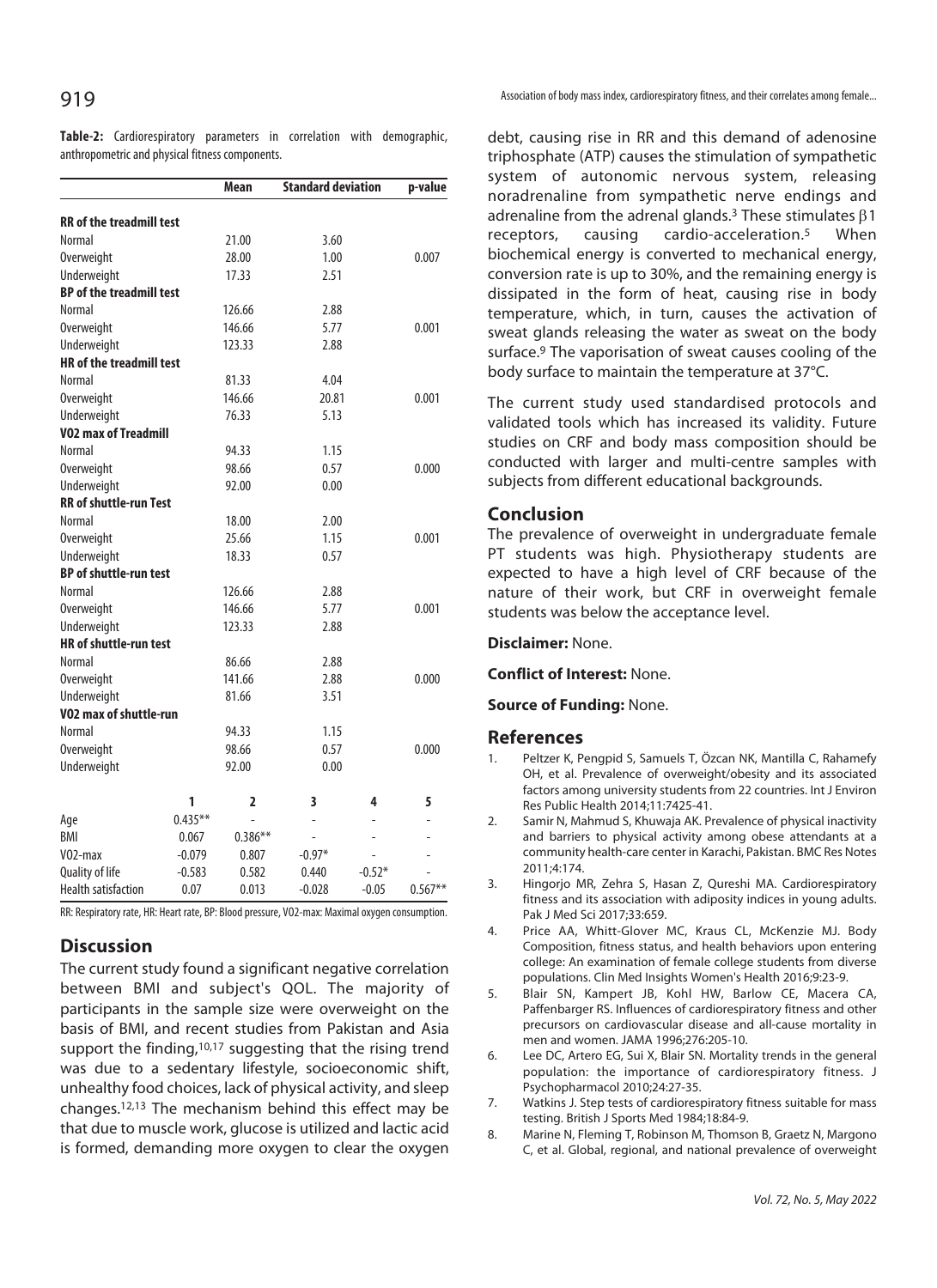**Table-2:** Cardiorespiratory parameters in correlation with demographic, anthropometric and physical fitness components.

| | Mean | Standard deviation | p-value |
|---|---|---|---|
| **RR of the treadmill test** | | | |
| Normal | 21.00 | 3.60 | |
| Overweight | 28.00 | 1.00 | 0.007 |
| Underweight | 17.33 | 2.51 | |
| **BP of the treadmill test** | | | |
| Normal | 126.66 | 2.88 | |
| Overweight | 146.66 | 5.77 | 0.001 |
| Underweight | 123.33 | 2.88 | |
| **HR of the treadmill test** | | | |
| Normal | 81.33 | 4.04 | |
| Overweight | 146.66 | 20.81 | 0.001 |
| Underweight | 76.33 | 5.13 | |
| **VO2 max of Treadmill** | | | |
| Normal | 94.33 | 1.15 | |
| Overweight | 98.66 | 0.57 | 0.000 |
| Underweight | 92.00 | 0.00 | |
| **RR of shuttle-run Test** | | | |
| Normal | 18.00 | 2.00 | |
| Overweight | 25.66 | 1.15 | 0.001 |
| Underweight | 18.33 | 0.57 | |
| **BP of shuttle-run test** | | | |
| Normal | 126.66 | 2.88 | |
| Overweight | 146.66 | 5.77 | 0.001 |
| Underweight | 123.33 | 2.88 | |
| **HR of shuttle-run test** | | | |
| Normal | 86.66 | 2.88 | |
| Overweight | 141.66 | 2.88 | 0.000 |
| Underweight | 81.66 | 3.51 | |
| **VO2 max of shuttle-run** | | | |
| Normal | 94.33 | 1.15 | |
| Overweight | 98.66 | 0.57 | 0.000 |
| Underweight | 92.00 | 0.00 | |

| | 1 | 2 | 3 | 4 | 5 |
|---|---|---|---|---|---|
| Age | 0.435** | - | - | - | - |
| BMI | 0.067 | 0.386** | - | - | - |
| VO2-max | -0.079 | 0.807 | -0.97* | - | - |
| Quality of life | -0.583 | 0.582 | 0.440 | -0.52* | - |
| Health satisfaction | 0.07 | 0.013 | -0.028 | -0.05 | 0.567** |

RR: Respiratory rate, HR: Heart rate, BP: Blood pressure, VO2-max: Maximal oxygen consumption.

## Discussion

The current study found a significant negative correlation between BMI and subject's QOL. The majority of participants in the sample size were overweight on the basis of BMI, and recent studies from Pakistan and Asia support the finding,[10,17] suggesting that the rising trend was due to a sedentary lifestyle, socioeconomic shift, unhealthy food choices, lack of physical activity, and sleep changes.[12,13] The mechanism behind this effect may be that due to muscle work, glucose is utilized and lactic acid is formed, demanding more oxygen to clear the oxygen debt, causing rise in RR and this demand of adenosine triphosphate (ATP) causes the stimulation of sympathetic system of autonomic nervous system, releasing noradrenaline from sympathetic nerve endings and adrenaline from the adrenal glands.[3] These stimulates $\beta1$ receptors, causing cardio-acceleration.[5] When biochemical energy is converted to mechanical energy, conversion rate is up to 30%, and the remaining energy is dissipated in the form of heat, causing rise in body temperature, which, in turn, causes the activation of sweat glands releasing the water as sweat on the body surface.[9] The vaporisation of sweat causes cooling of the body surface to maintain the temperature at 37°C.

The current study used standardised protocols and validated tools which has increased its validity. Future studies on CRF and body mass composition should be conducted with larger and multi-centre samples with subjects from different educational backgrounds.

## Conclusion

The prevalence of overweight in undergraduate female PT students was high. Physiotherapy students are expected to have a high level of CRF because of the nature of their work, but CRF in overweight female students was below the acceptance level.

**Disclaimer:** None.

**Conflict of Interest:** None.

**Source of Funding:** None.

## References

1. Peltzer K, Pengpid S, Samuels T, Özcan NK, Mantilla C, Rahamefy OH, et al. Prevalence of overweight/obesity and its associated factors among university students from 22 countries. Int J Environ Res Public Health 2014;11:7425-41.
2. Samir N, Mahmud S, Khuwaja AK. Prevalence of physical inactivity and barriers to physical activity among obese attendants at a community health-care center in Karachi, Pakistan. BMC Res Notes 2011;4:174.
3. Hingorjo MR, Zehra S, Hasan Z, Qureshi MA. Cardiorespiratory fitness and its association with adiposity indices in young adults. Pak J Med Sci 2017;33:659.
4. Price AA, Whitt-Glover MC, Kraus CL, McKenzie MJ. Body Composition, fitness status, and health behaviors upon entering college: An examination of female college students from diverse populations. Clin Med Insights Women's Health 2016;9:23-9.
5. Blair SN, Kampert JB, Kohl HW, Barlow CE, Macera CA, Paffenbarger RS. Influences of cardiorespiratory fitness and other precursors on cardiovascular disease and all-cause mortality in men and women. JAMA 1996;276:205-10.
6. Lee DC, Artero EG, Sui X, Blair SN. Mortality trends in the general population: the importance of cardiorespiratory fitness. J Psychopharmacol 2010;24:27-35.
7. Watkins J. Step tests of cardiorespiratory fitness suitable for mass testing. British J Sports Med 1984;18:84-9.
8. Marine N, Fleming T, Robinson M, Thomson B, Graetz N, Margono C, et al. Global, regional, and national prevalence of overweight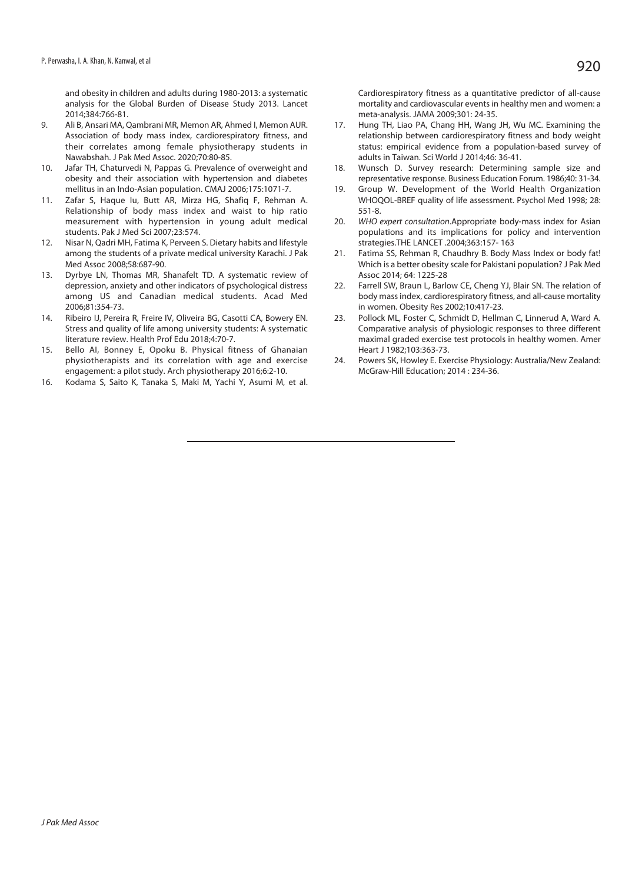and obesity in children and adults during 1980-2013: a systematic analysis for the Global Burden of Disease Study 2013. Lancet 2014;384:766-81.

9. Ali B, Ansari MA, Qambrani MR, Memon AR, Ahmed I, Memon AUR. Association of body mass index, cardiorespiratory fitness, and their correlates among female physiotherapy students in Nawabshah. J Pak Med Assoc. 2020;70:80-85.
10. Jafar TH, Chaturvedi N, Pappas G. Prevalence of overweight and obesity and their association with hypertension and diabetes mellitus in an Indo-Asian population. CMAJ 2006;175:1071-7.
11. Zafar S, Haque Iu, Butt AR, Mirza HG, Shafiq F, Rehman A. Relationship of body mass index and waist to hip ratio measurement with hypertension in young adult medical students. Pak J Med Sci 2007;23:574.
12. Nisar N, Qadri MH, Fatima K, Perveen S. Dietary habits and lifestyle among the students of a private medical university Karachi. J Pak Med Assoc 2008;58:687-90.
13. Dyrbye LN, Thomas MR, Shanafelt TD. A systematic review of depression, anxiety and other indicators of psychological distress among US and Canadian medical students. Acad Med 2006;81:354-73.
14. Ribeiro IJ, Pereira R, Freire IV, Oliveira BG, Casotti CA, Bowery EN. Stress and quality of life among university students: A systematic literature review. Health Prof Edu 2018;4:70-7.
15. Bello AI, Bonney E, Opoku B. Physical fitness of Ghanaian physiotherapists and its correlation with age and exercise engagement: a pilot study. Arch physiotherapy 2016;6:2-10.
16. Kodama S, Saito K, Tanaka S, Maki M, Yachi Y, Asumi M, et al. Cardiorespiratory fitness as a quantitative predictor of all-cause mortality and cardiovascular events in healthy men and women: a meta-analysis. JAMA 2009;301: 24-35.
17. Hung TH, Liao PA, Chang HH, Wang JH, Wu MC. Examining the relationship between cardiorespiratory fitness and body weight status: empirical evidence from a population-based survey of adults in Taiwan. Sci World J 2014;46: 36-41.
18. Wunsch D. Survey research: Determining sample size and representative response. Business Education Forum. 1986;40: 31-34.
19. Group W. Development of the World Health Organization WHOQOL-BREF quality of life assessment. Psychol Med 1998; 28: 551-8.
20. *WHO expert consultation*.Appropriate body-mass index for Asian populations and its implications for policy and intervention strategies.THE LANCET .2004;363:157- 163
21. Fatima SS, Rehman R, Chaudhry B. Body Mass Index or body fat! Which is a better obesity scale for Pakistani population? J Pak Med Assoc 2014; 64: 1225-28
22. Farrell SW, Braun L, Barlow CE, Cheng YJ, Blair SN. The relation of body mass index, cardiorespiratory fitness, and all-cause mortality in women. Obesity Res 2002;10:417-23.
23. Pollock ML, Foster C, Schmidt D, Hellman C, Linnerud A, Ward A. Comparative analysis of physiologic responses to three different maximal graded exercise test protocols in healthy women. Amer Heart J 1982;103:363-73.
24. Powers SK, Howley E. Exercise Physiology: Australia/New Zealand: McGraw-Hill Education; 2014 : 234-36.